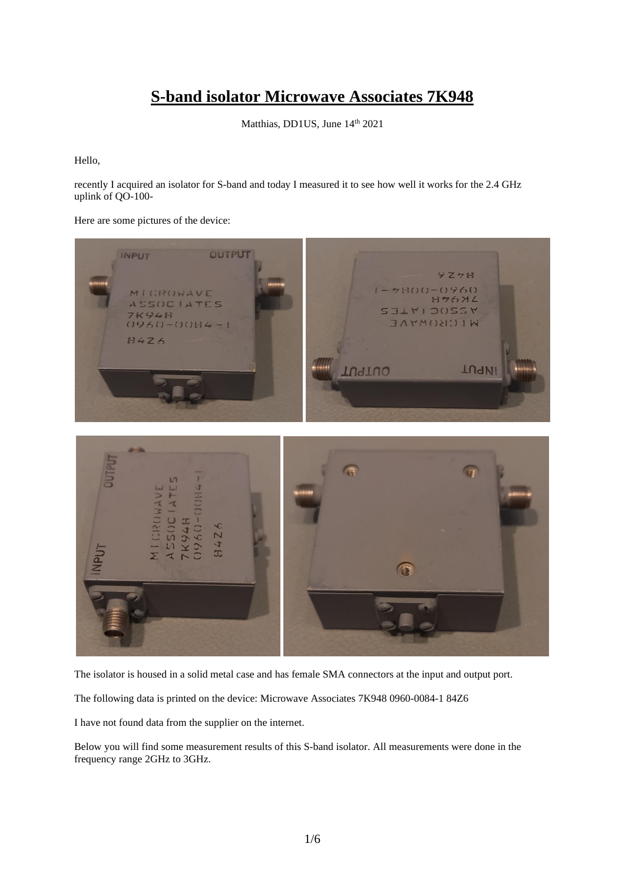# S-band isolator Microwave Associates 7K948

Matthias, DD1US, June 14th 2021

Hello,

recently I acquired an isolator for S-band and today I measured it to see how well it works for the 2.4 GHz uplink of QO-100-

Here are some pictures of the device:

The isolator is housed in a solid metal case and has female SMA connectors at the input and output port.

The following data is printed on the device: Microwave Associates 7K948 0960-0084-1 84Z6

I have not found data from the supplier on the internet.

Below you will find some measurement results of this S-band isolator. All measurements were done in the frequency range 2GHz to 3GHz.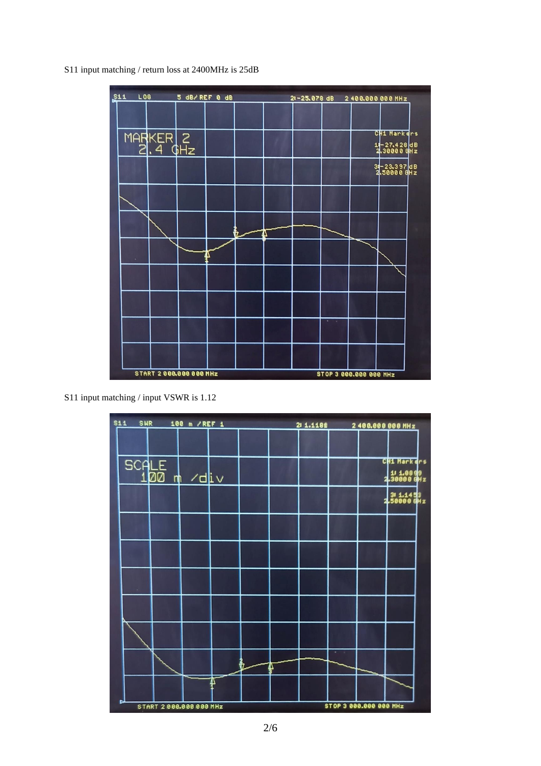S11 input matching / return loss at 2400MHz is 25dB

S11 input matching / input VSWR is 1.12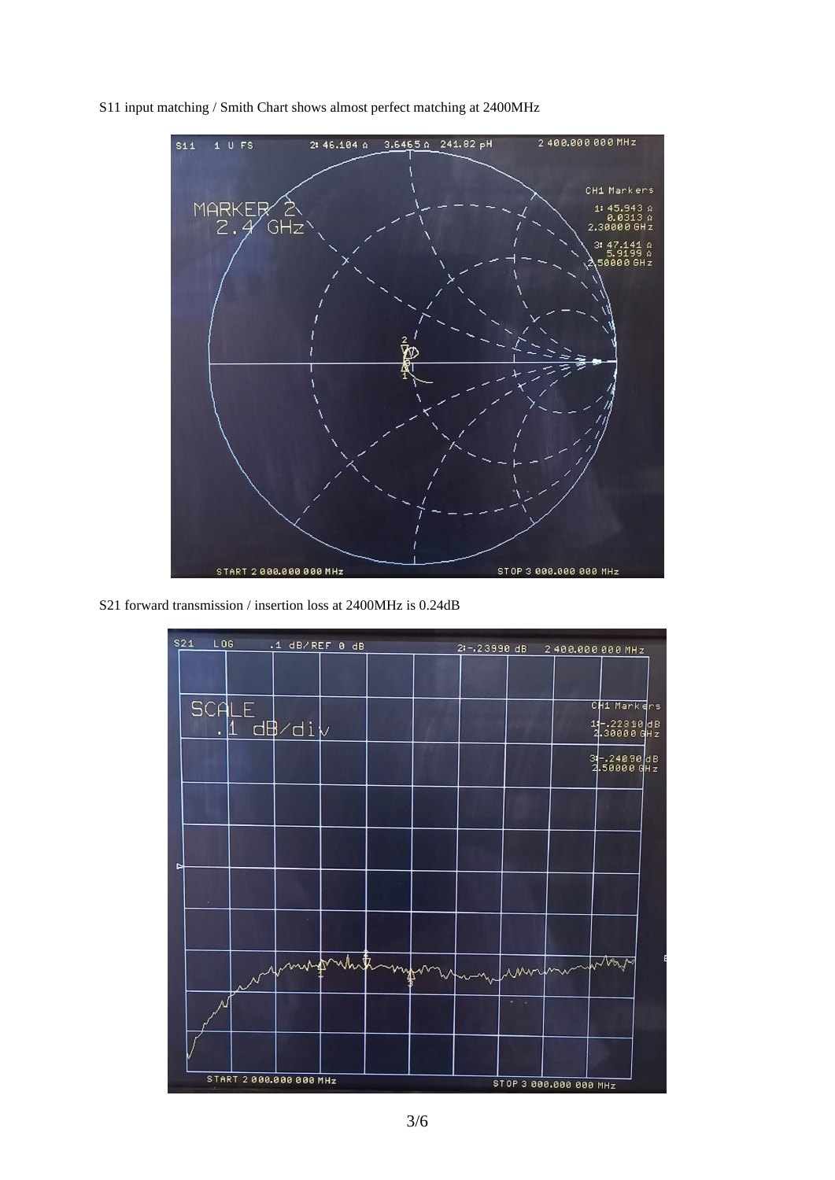S11 input matching / Smith Chart shows almost perfect matching at 2400MHz

S21 forward transmission / insertion loss at 2400MHz is 0.24dB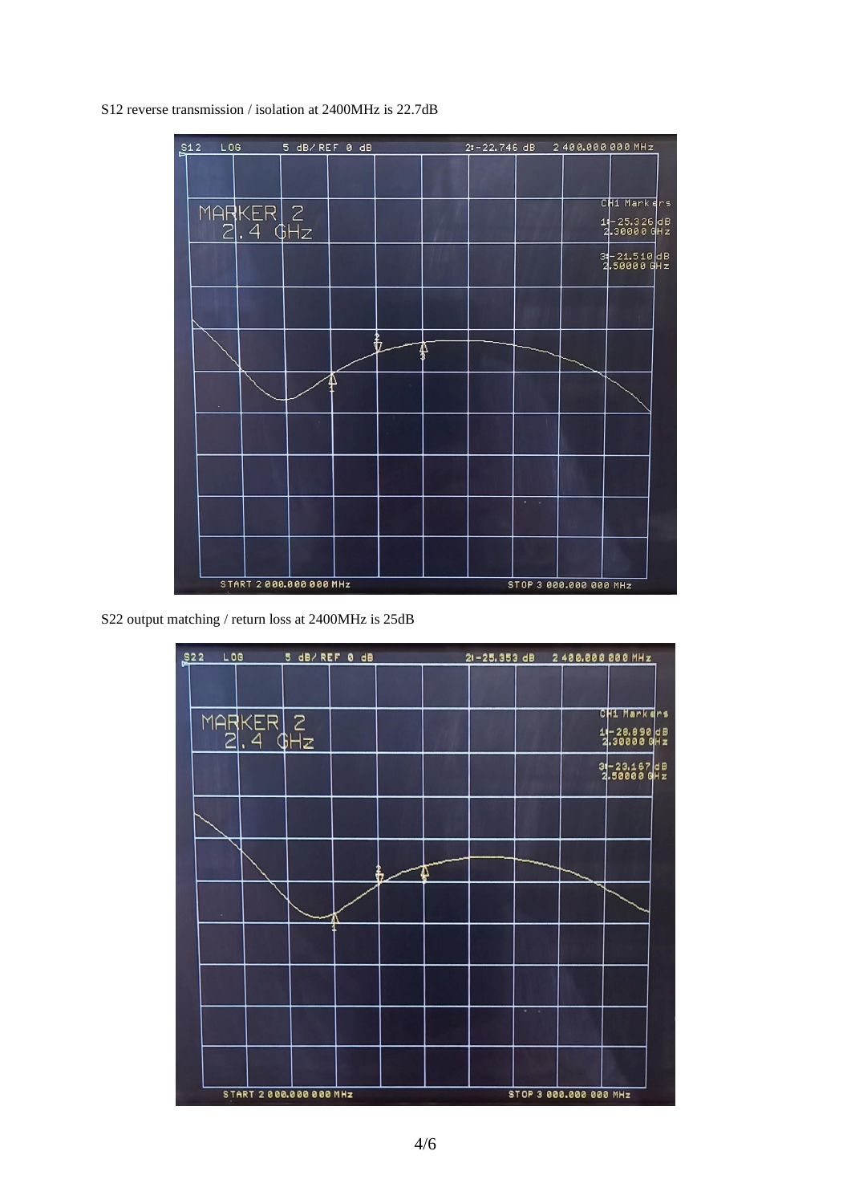S12 reverse transmission / isolation at 2400MHz is 22.7dB

S22 output matching / return loss at 2400MHz is 25dB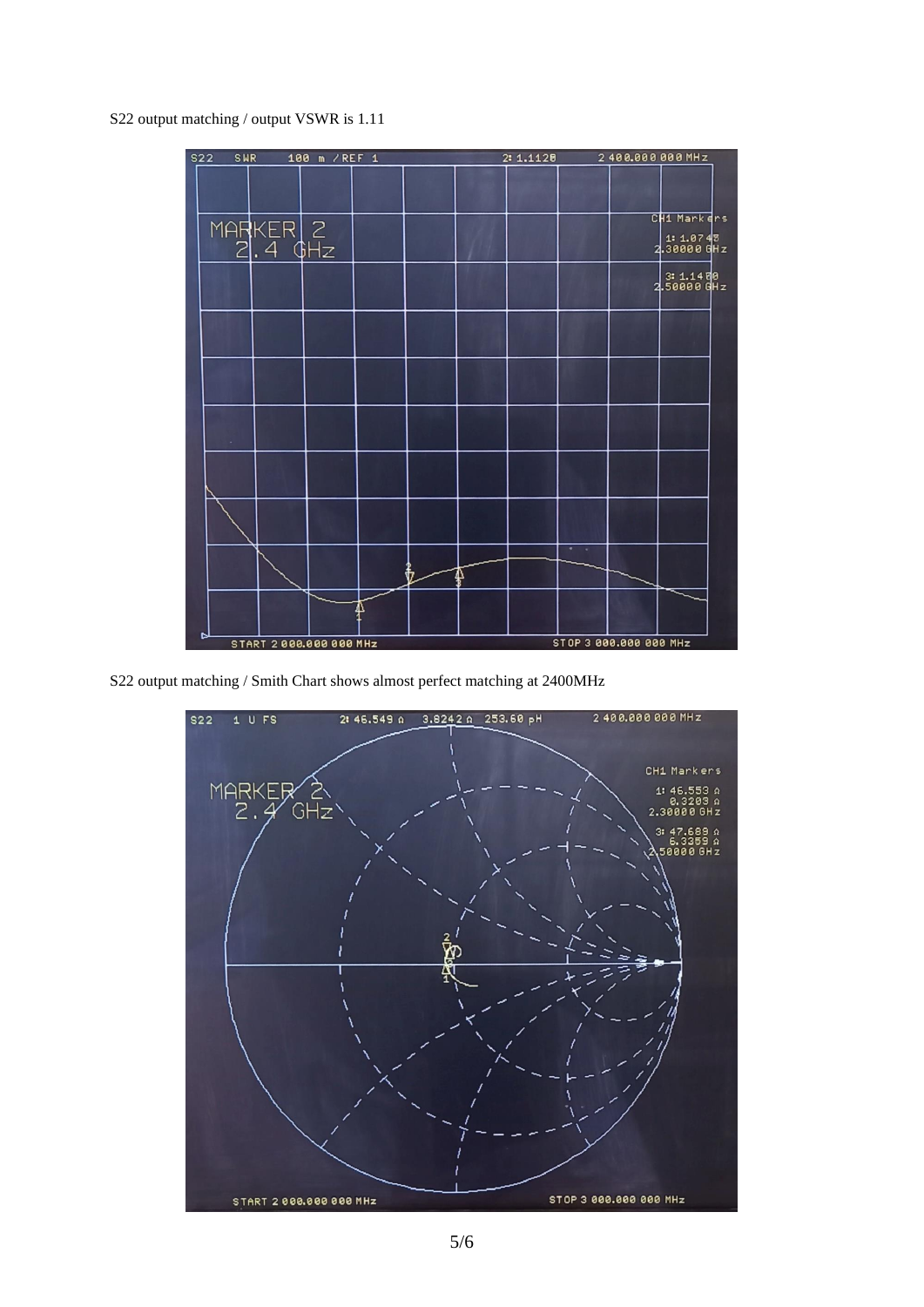S22 output matching / output VSWR is 1.11

S22 output matching / Smith Chart shows almost perfect matching at 2400MHz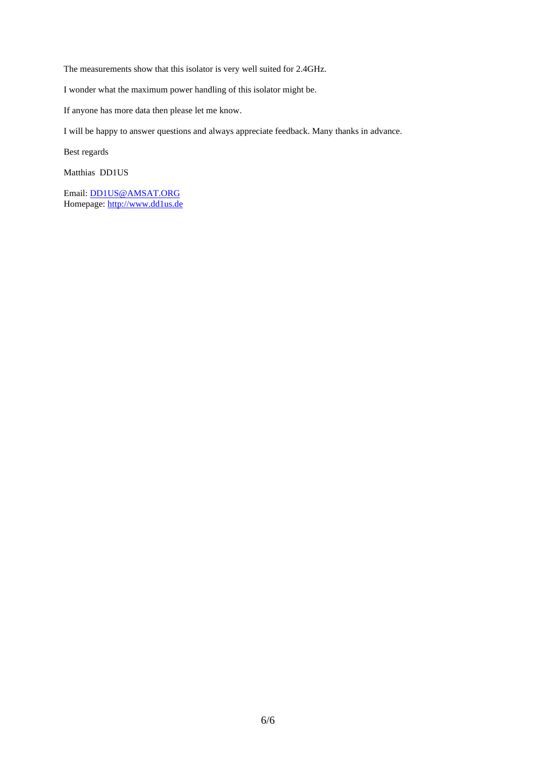The measurements show that this isolator is very well suited for 2.4GHz.

I wonder what the maximum power handling of this isolator might be.

If anyone has more data then please let me know.

I will be happy to answer questions and always appreciate feedback. Many thanks in advance.

Best regards

Matthias DD1US

Email: [DD1US@AMSAT.ORG](mailto:DD1US@AMSAT.ORG)
Homepage: [http://www.dd1us.de](http://www.dd1us.de)